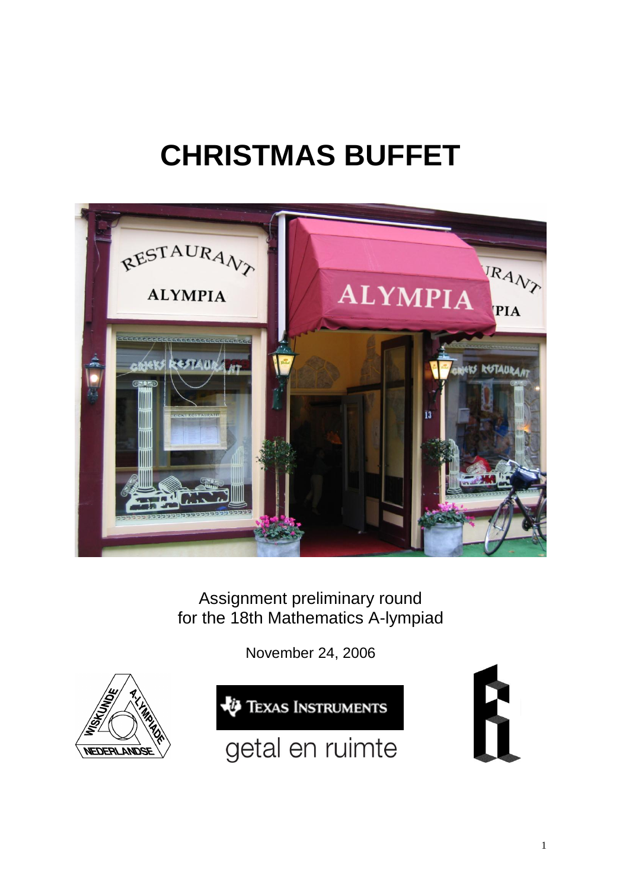# CHRISTMAS BUFFET

Assignment preliminary round
for the 18th Mathematics A-lympiad

November 24, 2006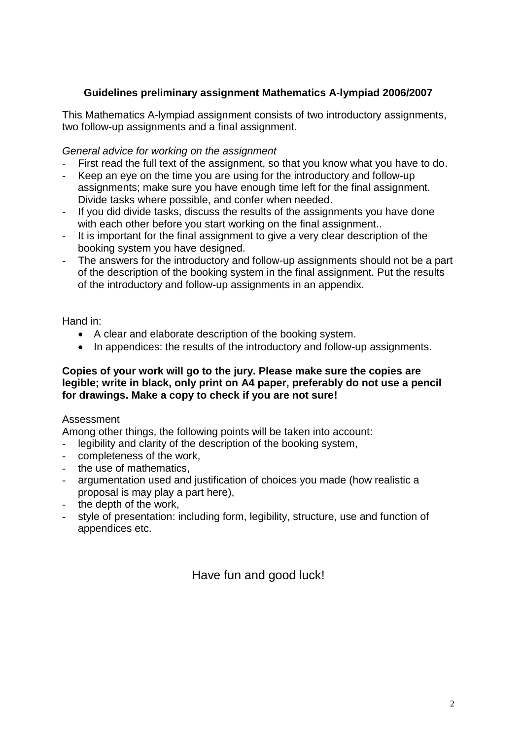**Guidelines preliminary assignment Mathematics A-lympiad 2006/2007**

This Mathematics A-lympiad assignment consists of two introductory assignments, two follow-up assignments and a final assignment.

*General advice for working on the assignment*

- First read the full text of the assignment, so that you know what you have to do.
- Keep an eye on the time you are using for the introductory and follow-up assignments; make sure you have enough time left for the final assignment. Divide tasks where possible, and confer when needed.
- If you did divide tasks, discuss the results of the assignments you have done with each other before you start working on the final assignment..
- It is important for the final assignment to give a very clear description of the booking system you have designed.
- The answers for the introductory and follow-up assignments should not be a part of the description of the booking system in the final assignment. Put the results of the introductory and follow-up assignments in an appendix.

Hand in:

- A clear and elaborate description of the booking system.
- In appendices: the results of the introductory and follow-up assignments.

**Copies of your work will go to the jury. Please make sure the copies are legible; write in black, only print on A4 paper, preferably do not use a pencil for drawings. Make a copy to check if you are not sure!**

Assessment

Among other things, the following points will be taken into account:

- legibility and clarity of the description of the booking system,
- completeness of the work,
- the use of mathematics,
- argumentation used and justification of choices you made (how realistic a proposal is may play a part here),
- the depth of the work,
- style of presentation: including form, legibility, structure, use and function of appendices etc.

Have fun and good luck!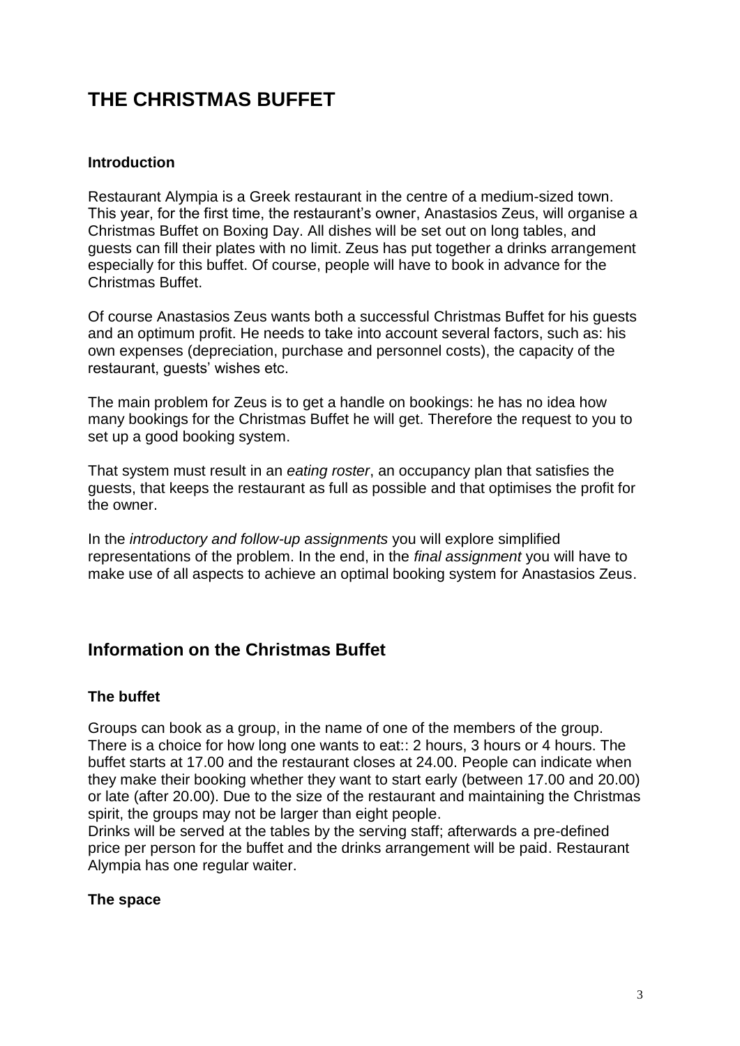# THE CHRISTMAS BUFFET

### Introduction

Restaurant Alympia is a Greek restaurant in the centre of a medium-sized town. This year, for the first time, the restaurant's owner, Anastasios Zeus, will organise a Christmas Buffet on Boxing Day. All dishes will be set out on long tables, and guests can fill their plates with no limit. Zeus has put together a drinks arrangement especially for this buffet. Of course, people will have to book in advance for the Christmas Buffet.

Of course Anastasios Zeus wants both a successful Christmas Buffet for his guests and an optimum profit. He needs to take into account several factors, such as: his own expenses (depreciation, purchase and personnel costs), the capacity of the restaurant, guests' wishes etc.

The main problem for Zeus is to get a handle on bookings: he has no idea how many bookings for the Christmas Buffet he will get. Therefore the request to you to set up a good booking system.

That system must result in an *eating roster*, an occupancy plan that satisfies the guests, that keeps the restaurant as full as possible and that optimises the profit for the owner.

In the *introductory and follow-up assignments* you will explore simplified representations of the problem. In the end, in the *final assignment* you will have to make use of all aspects to achieve an optimal booking system for Anastasios Zeus.

## Information on the Christmas Buffet

### The buffet

Groups can book as a group, in the name of one of the members of the group. There is a choice for how long one wants to eat:: 2 hours, 3 hours or 4 hours. The buffet starts at 17.00 and the restaurant closes at 24.00. People can indicate when they make their booking whether they want to start early (between 17.00 and 20.00) or late (after 20.00). Due to the size of the restaurant and maintaining the Christmas spirit, the groups may not be larger than eight people.
Drinks will be served at the tables by the serving staff; afterwards a pre-defined price per person for the buffet and the drinks arrangement will be paid. Restaurant Alympia has one regular waiter.

### The space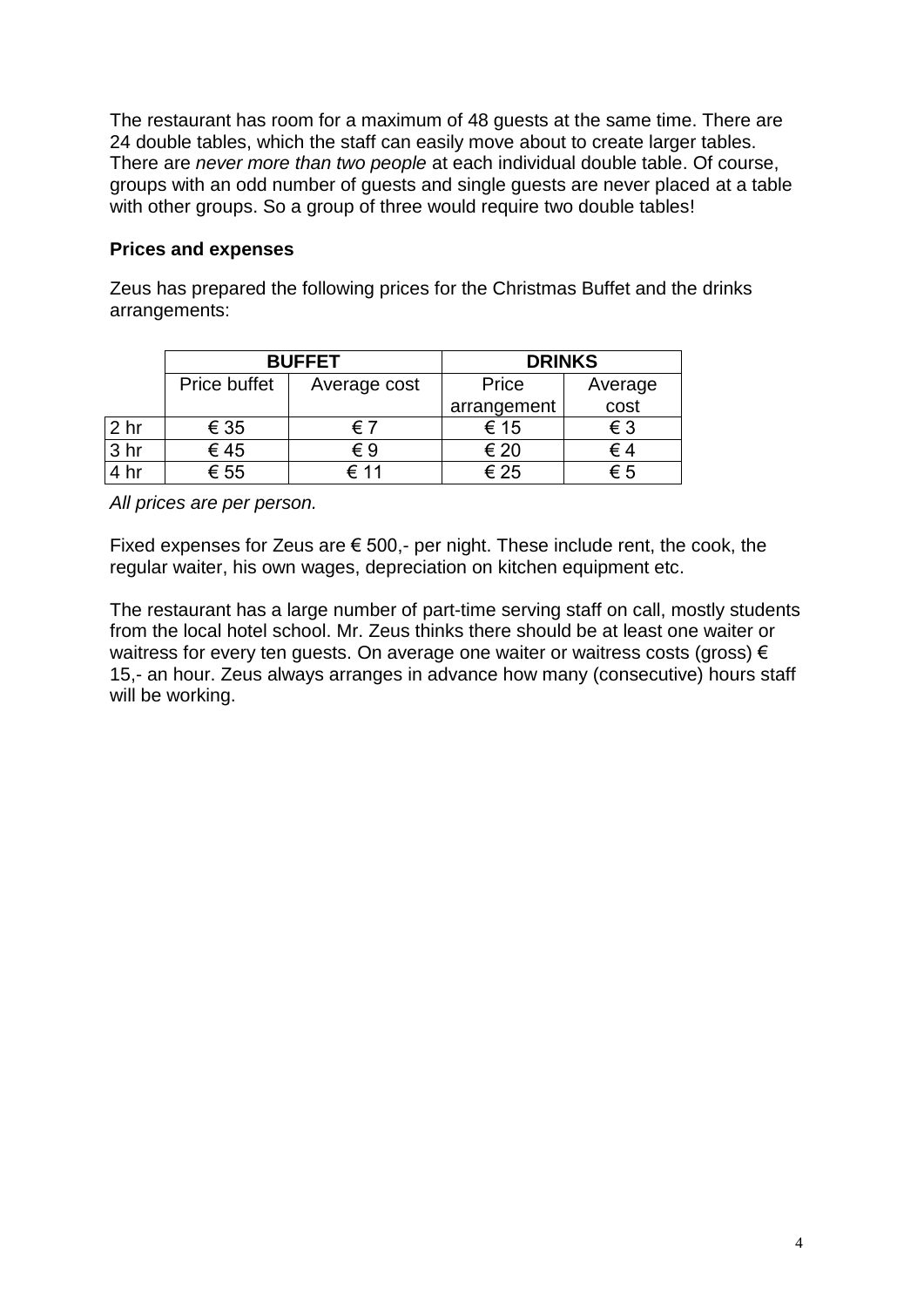The restaurant has room for a maximum of 48 guests at the same time. There are 24 double tables, which the staff can easily move about to create larger tables. There are *never more than two people* at each individual double table. Of course, groups with an odd number of guests and single guests are never placed at a table with other groups. So a group of three would require two double tables!

**Prices and expenses**

Zeus has prepared the following prices for the Christmas Buffet and the drinks arrangements:

| | BUFFET | | DRINKS | |
|---|---|---|---|---|
| | Price buffet | Average cost | Price arrangement | Average cost |
| 2 hr | € 35 | € 7 | € 15 | € 3 |
| 3 hr | € 45 | € 9 | € 20 | € 4 |
| 4 hr | € 55 | € 11 | € 25 | € 5 |

*All prices are per person.*

Fixed expenses for Zeus are € 500,- per night. These include rent, the cook, the regular waiter, his own wages, depreciation on kitchen equipment etc.

The restaurant has a large number of part-time serving staff on call, mostly students from the local hotel school. Mr. Zeus thinks there should be at least one waiter or waitress for every ten guests. On average one waiter or waitress costs (gross) € 15,- an hour. Zeus always arranges in advance how many (consecutive) hours staff will be working.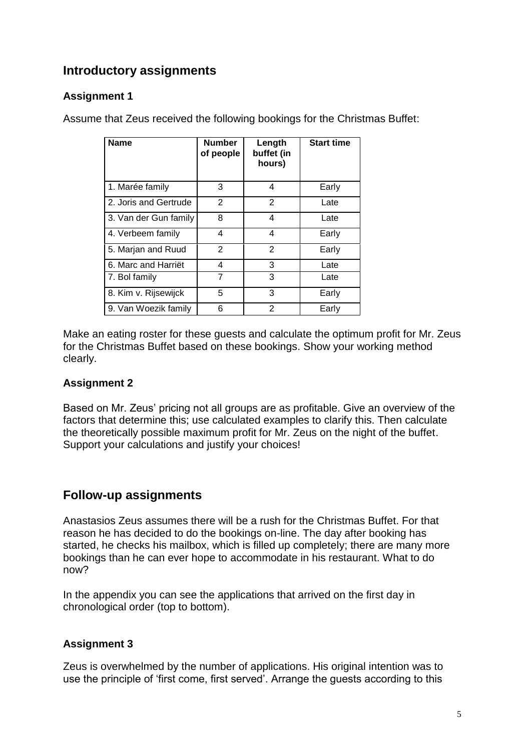## Introductory assignments

### Assignment 1

Assume that Zeus received the following bookings for the Christmas Buffet:

| Name | Number of people | Length buffet (in hours) | Start time |
|---|---|---|---|
| 1. Marée family | 3 | 4 | Early |
| 2. Joris and Gertrude | 2 | 2 | Late |
| 3. Van der Gun family | 8 | 4 | Late |
| 4. Verbeem family | 4 | 4 | Early |
| 5. Marjan and Ruud | 2 | 2 | Early |
| 6. Marc and Harriët | 4 | 3 | Late |
| 7. Bol family | 7 | 3 | Late |
| 8. Kim v. Rijsewijck | 5 | 3 | Early |
| 9. Van Woezik family | 6 | 2 | Early |

Make an eating roster for these guests and calculate the optimum profit for Mr. Zeus for the Christmas Buffet based on these bookings. Show your working method clearly.

### Assignment 2

Based on Mr. Zeus' pricing not all groups are as profitable. Give an overview of the factors that determine this; use calculated examples to clarify this. Then calculate the theoretically possible maximum profit for Mr. Zeus on the night of the buffet. Support your calculations and justify your choices!

## Follow-up assignments

Anastasios Zeus assumes there will be a rush for the Christmas Buffet. For that reason he has decided to do the bookings on-line. The day after booking has started, he checks his mailbox, which is filled up completely; there are many more bookings than he can ever hope to accommodate in his restaurant. What to do now?

In the appendix you can see the applications that arrived on the first day in chronological order (top to bottom).

### Assignment 3

Zeus is overwhelmed by the number of applications. His original intention was to use the principle of 'first come, first served'. Arrange the guests according to this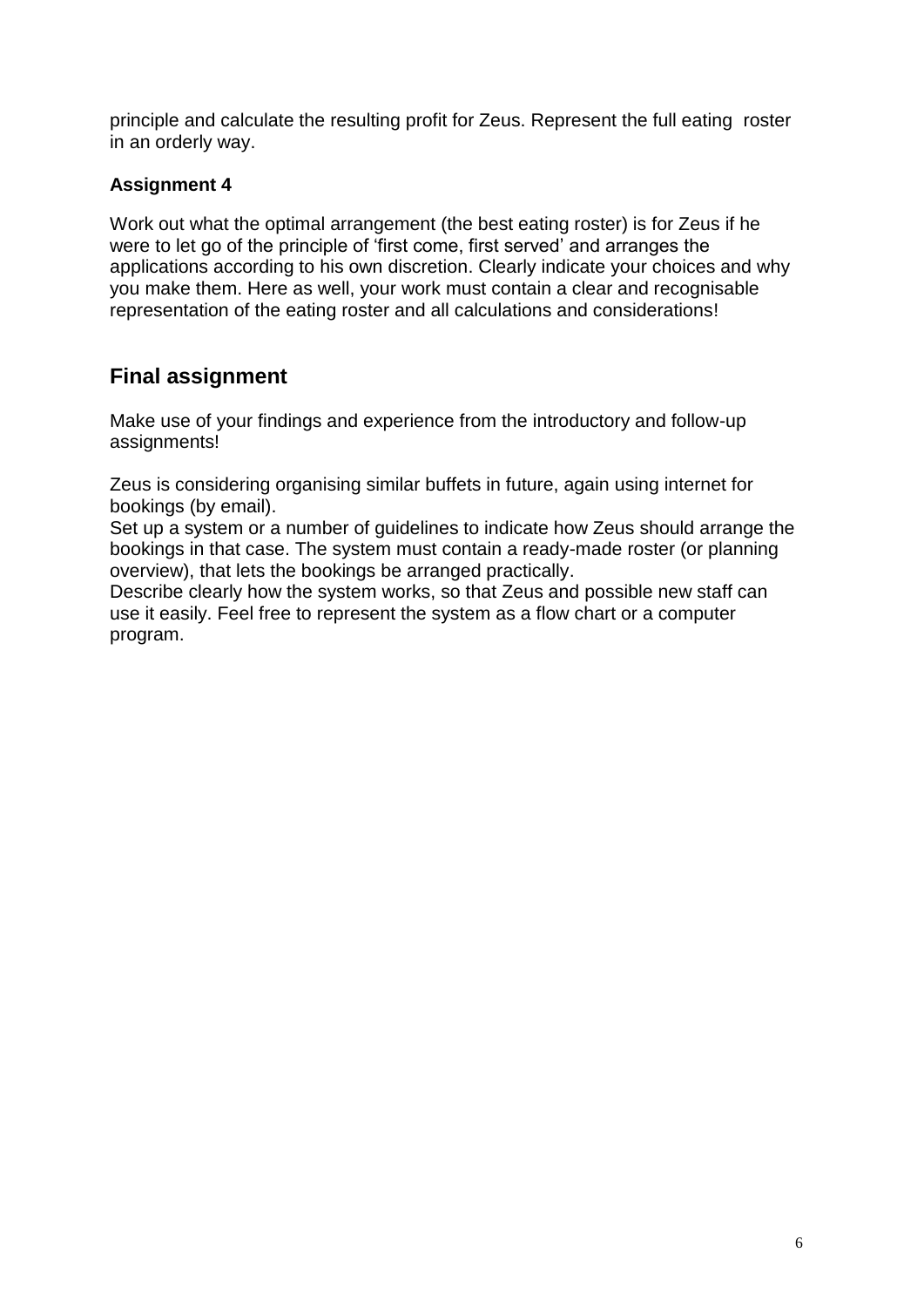principle and calculate the resulting profit for Zeus. Represent the full eating roster in an orderly way.

**Assignment 4**

Work out what the optimal arrangement (the best eating roster) is for Zeus if he were to let go of the principle of 'first come, first served' and arranges the applications according to his own discretion. Clearly indicate your choices and why you make them. Here as well, your work must contain a clear and recognisable representation of the eating roster and all calculations and considerations!

## Final assignment

Make use of your findings and experience from the introductory and follow-up assignments!

Zeus is considering organising similar buffets in future, again using internet for bookings (by email).
Set up a system or a number of guidelines to indicate how Zeus should arrange the bookings in that case. The system must contain a ready-made roster (or planning overview), that lets the bookings be arranged practically.
Describe clearly how the system works, so that Zeus and possible new staff can use it easily. Feel free to represent the system as a flow chart or a computer program.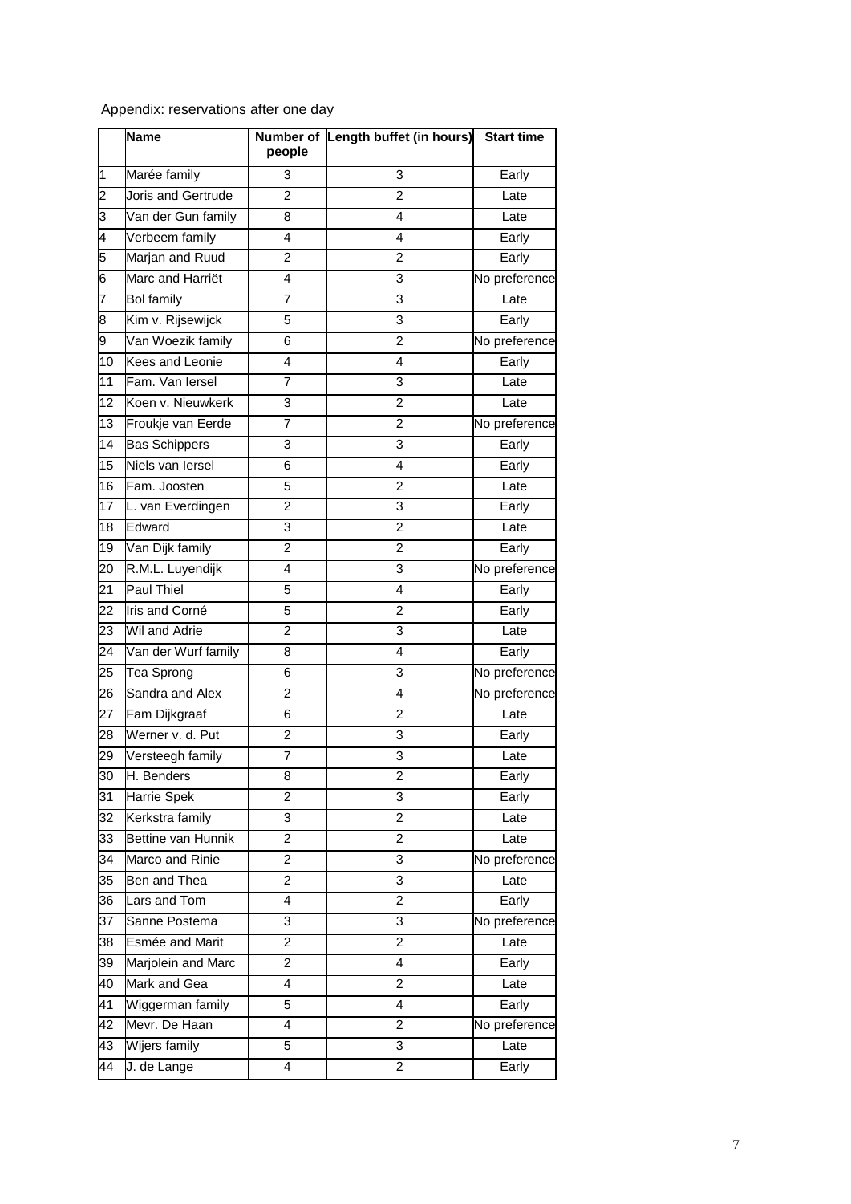Appendix: reservations after one day

| | Name | Number of people | Length buffet (in hours) | Start time |
|---|---|---|---|---|
| 1 | Marée family | 3 | 3 | Early |
| 2 | Joris and Gertrude | 2 | 2 | Late |
| 3 | Van der Gun family | 8 | 4 | Late |
| 4 | Verbeem family | 4 | 4 | Early |
| 5 | Marjan and Ruud | 2 | 2 | Early |
| 6 | Marc and Harriët | 4 | 3 | No preference |
| 7 | Bol family | 7 | 3 | Late |
| 8 | Kim v. Rijsewijck | 5 | 3 | Early |
| 9 | Van Woezik family | 6 | 2 | No preference |
| 10 | Kees and Leonie | 4 | 4 | Early |
| 11 | Fam. Van Iersel | 7 | 3 | Late |
| 12 | Koen v. Nieuwkerk | 3 | 2 | Late |
| 13 | Froukje van Eerde | 7 | 2 | No preference |
| 14 | Bas Schippers | 3 | 3 | Early |
| 15 | Niels van Iersel | 6 | 4 | Early |
| 16 | Fam. Joosten | 5 | 2 | Late |
| 17 | L. van Everdingen | 2 | 3 | Early |
| 18 | Edward | 3 | 2 | Late |
| 19 | Van Dijk family | 2 | 2 | Early |
| 20 | R.M.L. Luyendijk | 4 | 3 | No preference |
| 21 | Paul Thiel | 5 | 4 | Early |
| 22 | Iris and Corné | 5 | 2 | Early |
| 23 | Wil and Adrie | 2 | 3 | Late |
| 24 | Van der Wurf family | 8 | 4 | Early |
| 25 | Tea Sprong | 6 | 3 | No preference |
| 26 | Sandra and Alex | 2 | 4 | No preference |
| 27 | Fam Dijkgraaf | 6 | 2 | Late |
| 28 | Werner v. d. Put | 2 | 3 | Early |
| 29 | Versteegh family | 7 | 3 | Late |
| 30 | H. Benders | 8 | 2 | Early |
| 31 | Harrie Spek | 2 | 3 | Early |
| 32 | Kerkstra family | 3 | 2 | Late |
| 33 | Bettine van Hunnik | 2 | 2 | Late |
| 34 | Marco and Rinie | 2 | 3 | No preference |
| 35 | Ben and Thea | 2 | 3 | Late |
| 36 | Lars and Tom | 4 | 2 | Early |
| 37 | Sanne Postema | 3 | 3 | No preference |
| 38 | Esmée and Marit | 2 | 2 | Late |
| 39 | Marjolein and Marc | 2 | 4 | Early |
| 40 | Mark and Gea | 4 | 2 | Late |
| 41 | Wiggerman family | 5 | 4 | Early |
| 42 | Mevr. De Haan | 4 | 2 | No preference |
| 43 | Wijers family | 5 | 3 | Late |
| 44 | J. de Lange | 4 | 2 | Early |